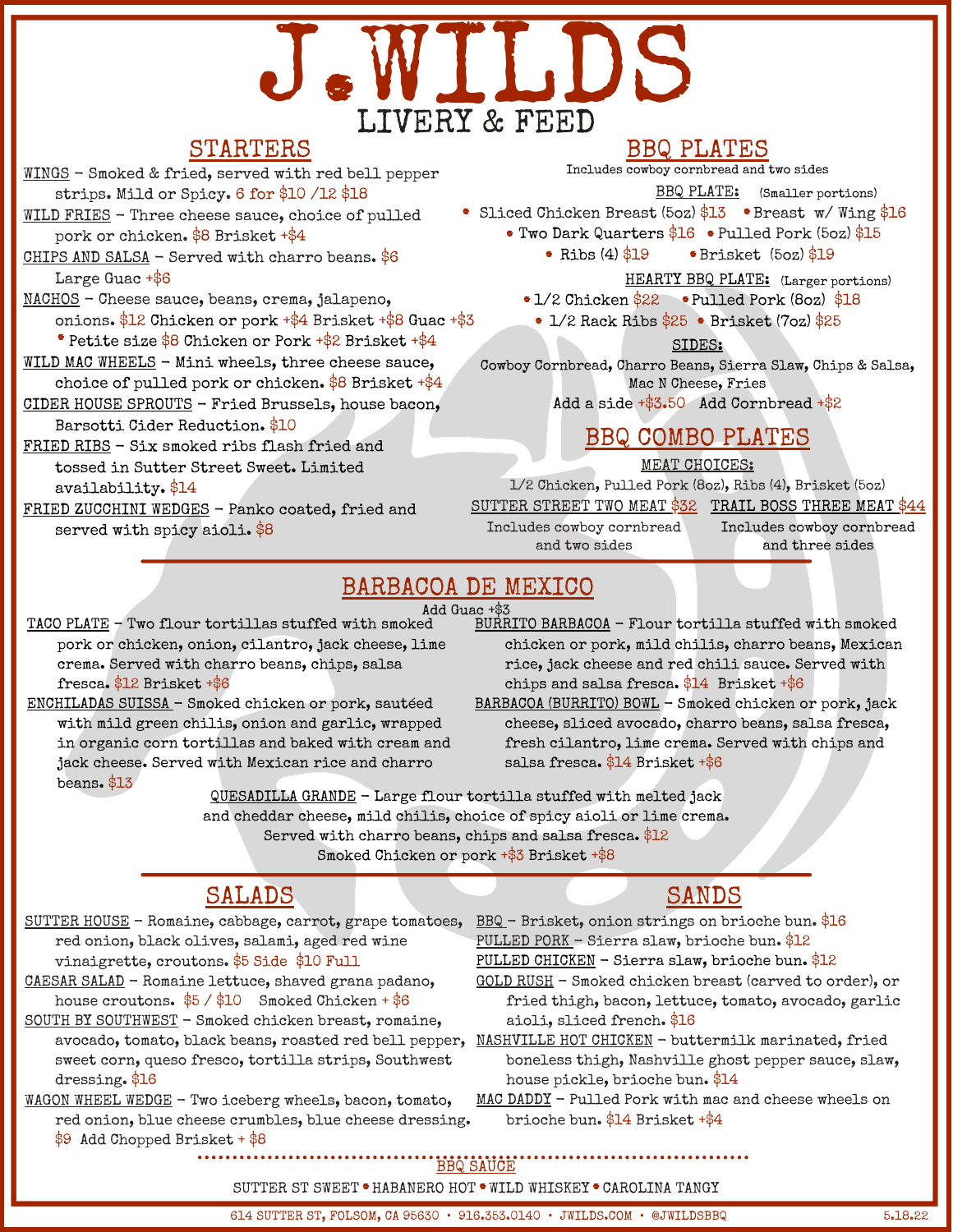# J.WILDS

## LIVERY & FEED

## STARTERS

**WINGS** – Smoked & fried, served with red bell pepper strips. Mild or Spicy. 6 for $10 /12 $18

**WILD FRIES** – Three cheese sauce, choice of pulled pork or chicken. $8 Brisket +$4

**CHIPS AND SALSA** – Served with charro beans. $6
Large Guac +$6

**NACHOS** – Cheese sauce, beans, crema, jalapeno, onions. $12 Chicken or pork +$4 Brisket +$8 Guac +$3
- Petite size $8 Chicken or Pork +$2 Brisket +$4

**WILD MAC WHEELS** – Mini wheels, three cheese sauce, choice of pulled pork or chicken. $8 Brisket +$4

**CIDER HOUSE SPROUTS** – Fried Brussels, house bacon, Barsotti Cider Reduction. $10

**FRIED RIBS** – Six smoked ribs flash fried and tossed in Sutter Street Sweet. Limited availability. $14

**FRIED ZUCCHINI WEDGES** – Panko coated, fried and served with spicy aioli. $8

## BBQ PLATES

Includes cowboy cornbread and two sides

**BBQ PLATE:** (Smaller portions)
- Sliced Chicken Breast (5oz) $13
- Breast w/ Wing $16
- Two Dark Quarters $16
- Pulled Pork (5oz) $15
- Ribs (4) $19
- Brisket (5oz) $19

**HEARTY BBQ PLATE:** (Larger portions)
- 1/2 Chicken $22
- Pulled Pork (8oz) $18
- 1/2 Rack Ribs $25
- Brisket (7oz) $25

**SIDES:**
Cowboy Cornbread, Charro Beans, Sierra Slaw, Chips & Salsa, Mac N Cheese, Fries
Add a side +$3.50 Add Cornbread +$2

## BBQ COMBO PLATES

**MEAT CHOICES:**
1/2 Chicken, Pulled Pork (8oz), Ribs (4), Brisket (5oz)

**SUTTER STREET TWO MEAT $32**
Includes cowboy cornbread and two sides

**TRAIL BOSS THREE MEAT $44**
Includes cowboy cornbread and three sides

## BARBACOA DE MEXICO

Add Guac +$3

**TACO PLATE** – Two flour tortillas stuffed with smoked pork or chicken, onion, cilantro, jack cheese, lime crema. Served with charro beans, chips, salsa fresca. $12 Brisket +$6

**ENCHILADAS SUISSA** – Smoked chicken or pork, sautéed with mild green chilis, onion and garlic, wrapped in organic corn tortillas and baked with cream and jack cheese. Served with Mexican rice and charro beans. $13

**BURRITO BARBACOA** – Flour tortilla stuffed with smoked chicken or pork, mild chilis, charro beans, Mexican rice, jack cheese and red chili sauce. Served with chips and salsa fresca. $14 Brisket +$6

**BARBACOA (BURRITO) BOWL** – Smoked chicken or pork, jack cheese, sliced avocado, charro beans, salsa fresca, fresh cilantro, lime crema. Served with chips and salsa fresca. $14 Brisket +$6

**QUESADILLA GRANDE** – Large flour tortilla stuffed with melted jack and cheddar cheese, mild chilis, choice of spicy aioli or lime crema. Served with charro beans, chips and salsa fresca. $12
Smoked Chicken or pork +$3 Brisket +$8

## SALADS

**SUTTER HOUSE** – Romaine, cabbage, carrot, grape tomatoes, red onion, black olives, salami, aged red wine vinaigrette, croutons. $5 Side $10 Full

**CAESAR SALAD** – Romaine lettuce, shaved grana padano, house croutons. $5 / $10 Smoked Chicken + $6

**SOUTH BY SOUTHWEST** – Smoked chicken breast, romaine, avocado, tomato, black beans, roasted red bell pepper, sweet corn, queso fresco, tortilla strips, Southwest dressing. $16

**WAGON WHEEL WEDGE** – Two iceberg wheels, bacon, tomato, red onion, blue cheese crumbles, blue cheese dressing. $9 Add Chopped Brisket + $8

## SANDS

**BBQ** – Brisket, onion strings on brioche bun. $16

**PULLED PORK** – Sierra slaw, brioche bun. $12

**PULLED CHICKEN** – Sierra slaw, brioche bun. $12

**GOLD RUSH** – Smoked chicken breast (carved to order), or fried thigh, bacon, lettuce, tomato, avocado, garlic aioli, sliced french. $16

**NASHVILLE HOT CHICKEN** – buttermilk marinated, fried boneless thigh, Nashville ghost pepper sauce, slaw, house pickle, brioche bun. $14

**MAC DADDY** – Pulled Pork with mac and cheese wheels on brioche bun. $14 Brisket +$4

## BBQ SAUCE

SUTTER ST SWEET • HABANERO HOT • WILD WHISKEY • CAROLINA TANGY

614 SUTTER ST, FOLSOM, CA 95630 • 916.353.0140 • JWILDS.COM • @JWILDSBBQ 5.18.22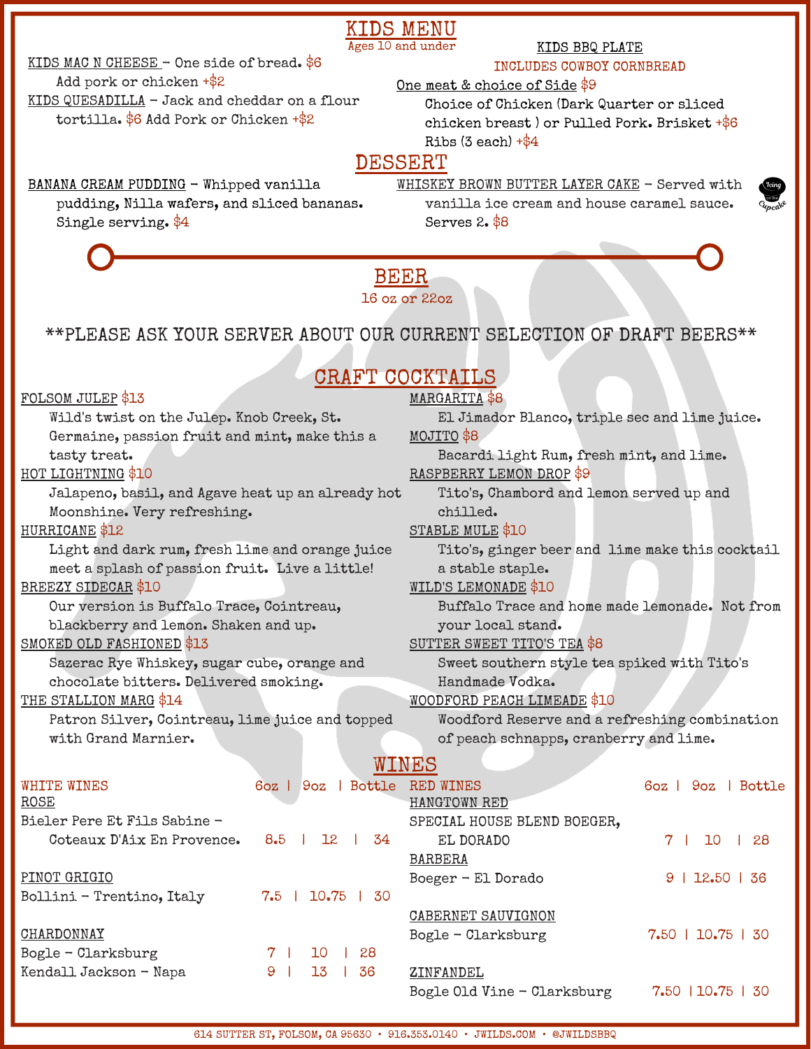# KIDS MENU

Ages 10 and under

**KIDS MAC N CHEESE** – One side of bread. $6
Add pork or chicken +$2

**KIDS QUESADILLA** – Jack and cheddar on a flour tortilla. $6 Add Pork or Chicken +$2

**KIDS BBQ PLATE**

INCLUDES COWBOY CORNBREAD

**One meat & choice of Side** $9
Choice of Chicken (Dark Quarter or sliced chicken breast ) or Pulled Pork. Brisket +$6
Ribs (3 each) +$4

# DESSERT

**BANANA CREAM PUDDING** – Whipped vanilla pudding, Nilla wafers, and sliced bananas. Single serving. $4

**WHISKEY BROWN BUTTER LAYER CAKE** – Served with vanilla ice cream and house caramel sauce. Serves 2. $8

# BEER

16 oz or 22oz

**PLEASE ASK YOUR SERVER ABOUT OUR CURRENT SELECTION OF DRAFT BEERS**

# CRAFT COCKTAILS

**FOLSOM JULEP** $13
Wild's twist on the Julep. Knob Creek, St. Germaine, passion fruit and mint, make this a tasty treat.

**HOT LIGHTNING** $10
Jalapeno, basil, and Agave heat up an already hot Moonshine. Very refreshing.

**HURRICANE** $12
Light and dark rum, fresh lime and orange juice meet a splash of passion fruit. Live a little!

**BREEZY SIDECAR** $10
Our version is Buffalo Trace, Cointreau, blackberry and lemon. Shaken and up.

**SMOKED OLD FASHIONED** $13
Sazerac Rye Whiskey, sugar cube, orange and chocolate bitters. Delivered smoking.

**THE STALLION MARG** $14
Patron Silver, Cointreau, lime juice and topped with Grand Marnier.

**MARGARITA** $8
El Jimador Blanco, triple sec and lime juice.

**MOJITO** $8
Bacardi light Rum, fresh mint, and lime.

**RASPBERRY LEMON DROP** $9
Tito's, Chambord and lemon served up and chilled.

**STABLE MULE** $10
Tito's, ginger beer and lime make this cocktail a stable staple.

**WILD'S LEMONADE** $10
Buffalo Trace and home made lemonade. Not from your local stand.

**SUTTER SWEET TITO'S TEA** $8
Sweet southern style tea spiked with Tito's Handmade Vodka.

**WOODFORD PEACH LIMEADE** $10
Woodford Reserve and a refreshing combination of peach schnapps, cranberry and lime.

# WINES

## WHITE WINES

| | 6oz | 9oz | Bottle |
|---|---|---|---|
| **ROSE** | | | |
| Bieler Pere Et Fils Sabine – Coteaux D'Aix En Provence. | 8.5 | 12 | 34 |
| **PINOT GRIGIO** | | | |
| Bollini – Trentino, Italy | 7.5 | 10.75 | 30 |
| **CHARDONNAY** | | | |
| Bogle – Clarksburg | 7 | 10 | 28 |
| Kendall Jackson – Napa | 9 | 13 | 36 |

## RED WINES

| | 6oz | 9oz | Bottle |
|---|---|---|---|
| **HANGTOWN RED** | | | |
| SPECIAL HOUSE BLEND BOEGER, EL DORADO | 7 | 10 | 28 |
| **BARBERA** | | | |
| Boeger – El Dorado | 9 | 12.50 | 36 |
| **CABERNET SAUVIGNON** | | | |
| Bogle – Clarksburg | 7.50 | 10.75 | 30 |
| **ZINFANDEL** | | | |
| Bogle Old Vine – Clarksburg | 7.50 | 10.75 | 30 |

614 SUTTER ST, FOLSOM, CA 95630 • 916.353.0140 • JWILDS.COM • @JWILDSBBQ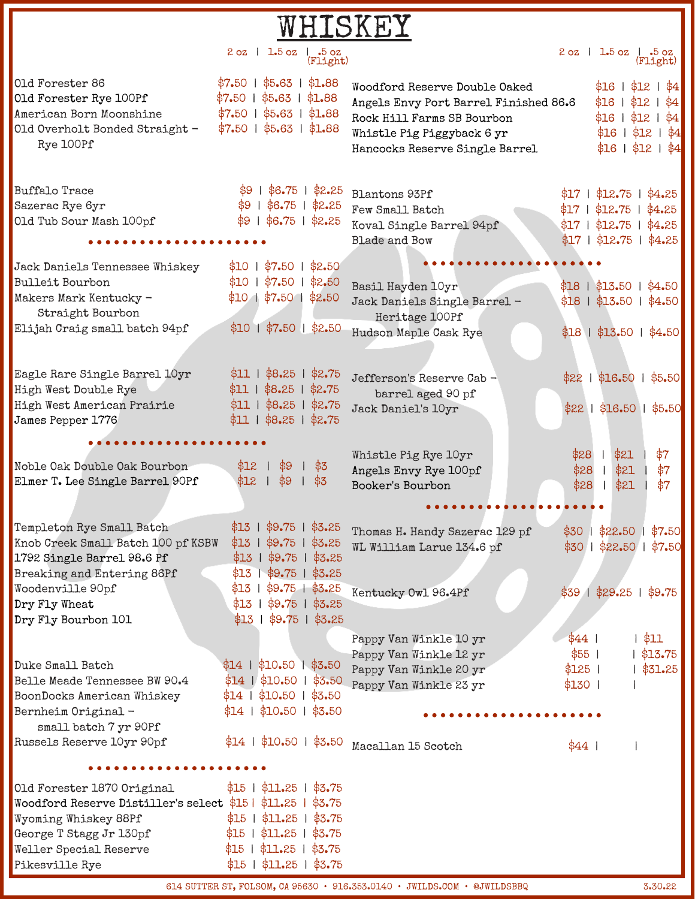# WHISKEY

| | 2 oz | 1.5 oz | .5 oz (Flight) |
|---|---|---|---|
| Old Forester 86 | $7.50 | $5.63 | $1.88 |
| Old Forester Rye 100Pf | $7.50 | $5.63 | $1.88 |
| American Born Moonshine | $7.50 | $5.63 | $1.88 |
| Old Overholt Bonded Straight – Rye 100Pf | $7.50 | $5.63 | $1.88 |
| Buffalo Trace | $9 | $6.75 | $2.25 |
| Sazerac Rye 6yr | $9 | $6.75 | $2.25 |
| Old Tub Sour Mash 100pf | $9 | $6.75 | $2.25 |
| Jack Daniels Tennessee Whiskey | $10 | $7.50 | $2.50 |
| Bulleit Bourbon | $10 | $7.50 | $2.50 |
| Makers Mark Kentucky – Straight Bourbon | $10 | $7.50 | $2.50 |
| Elijah Craig small batch 94pf | $10 | $7.50 | $2.50 |
| Eagle Rare Single Barrel 10yr | $11 | $8.25 | $2.75 |
| High West Double Rye | $11 | $8.25 | $2.75 |
| High West American Prairie | $11 | $8.25 | $2.75 |
| James Pepper 1776 | $11 | $8.25 | $2.75 |
| Noble Oak Double Oak Bourbon | $12 | $9 | $3 |
| Elmer T. Lee Single Barrel 90Pf | $12 | $9 | $3 |
| Templeton Rye Small Batch | $13 | $9.75 | $3.25 |
| Knob Creek Small Batch 100 pf KSBW | $13 | $9.75 | $3.25 |
| 1792 Single Barrel 98.6 Pf | $13 | $9.75 | $3.25 |
| Breaking and Entering 86Pf | $13 | $9.75 | $3.25 |
| Woodenville 90pf | $13 | $9.75 | $3.25 |
| Dry Fly Wheat | $13 | $9.75 | $3.25 |
| Dry Fly Bourbon 101 | $13 | $9.75 | $3.25 |
| Duke Small Batch | $14 | $10.50 | $3.50 |
| Belle Meade Tennessee BW 90.4 | $14 | $10.50 | $3.50 |
| BoonDocks American Whiskey | $14 | $10.50 | $3.50 |
| Bernheim Original – small batch 7 yr 90Pf | $14 | $10.50 | $3.50 |
| Russels Reserve 10yr 90pf | $14 | $10.50 | $3.50 |
| Old Forester 1870 Original | $15 | $11.25 | $3.75 |
| Woodford Reserve Distiller's select | $15 | $11.25 | $3.75 |
| Wyoming Whiskey 88Pf | $15 | $11.25 | $3.75 |
| George T Stagg Jr 130pf | $15 | $11.25 | $3.75 |
| Weller Special Reserve | $15 | $11.25 | $3.75 |
| Pikesville Rye | $15 | $11.25 | $3.75 |

| | 2 oz | 1.5 oz | .5 oz (Flight) |
|---|---|---|---|
| Woodford Reserve Double Oaked | $16 | $12 | $4 |
| Angels Envy Port Barrel Finished 86.6 | $16 | $12 | $4 |
| Rock Hill Farms SB Bourbon | $16 | $12 | $4 |
| Whistle Pig Piggyback 6 yr | $16 | $12 | $4 |
| Hancocks Reserve Single Barrel | $16 | $12 | $4 |
| Blantons 93Pf | $17 | $12.75 | $4.25 |
| Few Small Batch | $17 | $12.75 | $4.25 |
| Koval Single Barrel 94pf | $17 | $12.75 | $4.25 |
| Blade and Bow | $17 | $12.75 | $4.25 |
| Basil Hayden 10yr | $18 | $13.50 | $4.50 |
| Jack Daniels Single Barrel – Heritage 100Pf | $18 | $13.50 | $4.50 |
| Hudson Maple Cask Rye | $18 | $13.50 | $4.50 |
| Jefferson's Reserve Cab – barrel aged 90 pf | $22 | $16.50 | $5.50 |
| Jack Daniel's 10yr | $22 | $16.50 | $5.50 |
| Whistle Pig Rye 10yr | $28 | $21 | $7 |
| Angels Envy Rye 100pf | $28 | $21 | $7 |
| Booker's Bourbon | $28 | $21 | $7 |
| Thomas H. Handy Sazerac 129 pf | $30 | $22.50 | $7.50 |
| WL William Larue 134.6 pf | $30 | $22.50 | $7.50 |
| Kentucky Owl 96.4Pf | $39 | $29.25 | $9.75 |
| Pappy Van Winkle 10 yr | $44 | | $11 |
| Pappy Van Winkle 12 yr | $55 | | $13.75 |
| Pappy Van Winkle 20 yr | $125 | | $31.25 |
| Pappy Van Winkle 23 yr | $130 | | |
| Macallan 15 Scotch | $44 | | |

614 SUTTER ST, FOLSOM, CA 95630 • 916.353.0140 • JWILDS.COM • @JWILDSBBQ 3.30.22